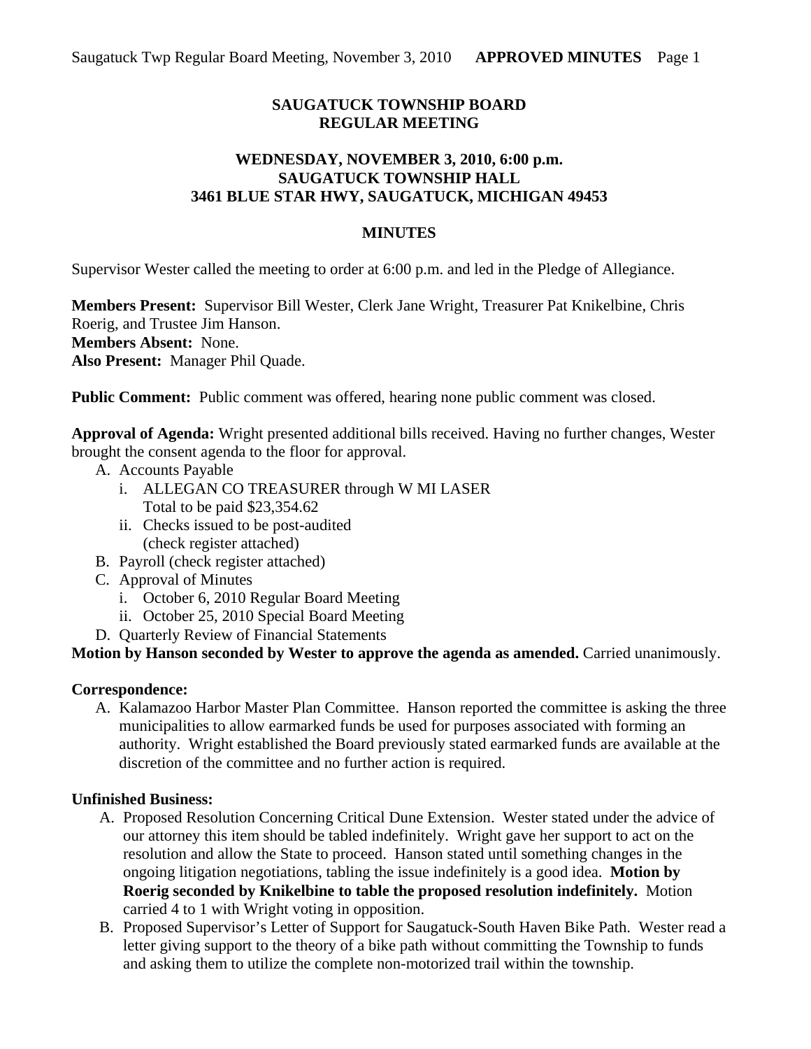# SAUGATUCK TOWNSHIP BOARD
# REGULAR MEETING

## WEDNESDAY, NOVEMBER 3, 2010, 6:00 p.m.
## SAUGATUCK TOWNSHIP HALL
## 3461 BLUE STAR HWY, SAUGATUCK, MICHIGAN 49453

### MINUTES

Supervisor Wester called the meeting to order at 6:00 p.m. and led in the Pledge of Allegiance.

**Members Present:** Supervisor Bill Wester, Clerk Jane Wright, Treasurer Pat Knikelbine, Chris Roerig, and Trustee Jim Hanson.
**Members Absent:** None.
**Also Present:** Manager Phil Quade.

**Public Comment:** Public comment was offered, hearing none public comment was closed.

**Approval of Agenda:** Wright presented additional bills received. Having no further changes, Wester brought the consent agenda to the floor for approval.

A. Accounts Payable
   i. ALLEGAN CO TREASURER through W MI LASER
      Total to be paid $23,354.62
   ii. Checks issued to be post-audited
      (check register attached)
B. Payroll (check register attached)
C. Approval of Minutes
   i. October 6, 2010 Regular Board Meeting
   ii. October 25, 2010 Special Board Meeting
D. Quarterly Review of Financial Statements

**Motion by Hanson seconded by Wester to approve the agenda as amended.** Carried unanimously.

**Correspondence:**

A. Kalamazoo Harbor Master Plan Committee. Hanson reported the committee is asking the three municipalities to allow earmarked funds be used for purposes associated with forming an authority. Wright established the Board previously stated earmarked funds are available at the discretion of the committee and no further action is required.

**Unfinished Business:**

A. Proposed Resolution Concerning Critical Dune Extension. Wester stated under the advice of our attorney this item should be tabled indefinitely. Wright gave her support to act on the resolution and allow the State to proceed. Hanson stated until something changes in the ongoing litigation negotiations, tabling the issue indefinitely is a good idea. **Motion by Roerig seconded by Knikelbine to table the proposed resolution indefinitely.** Motion carried 4 to 1 with Wright voting in opposition.
B. Proposed Supervisor's Letter of Support for Saugatuck-South Haven Bike Path. Wester read a letter giving support to the theory of a bike path without committing the Township to funds and asking them to utilize the complete non-motorized trail within the township.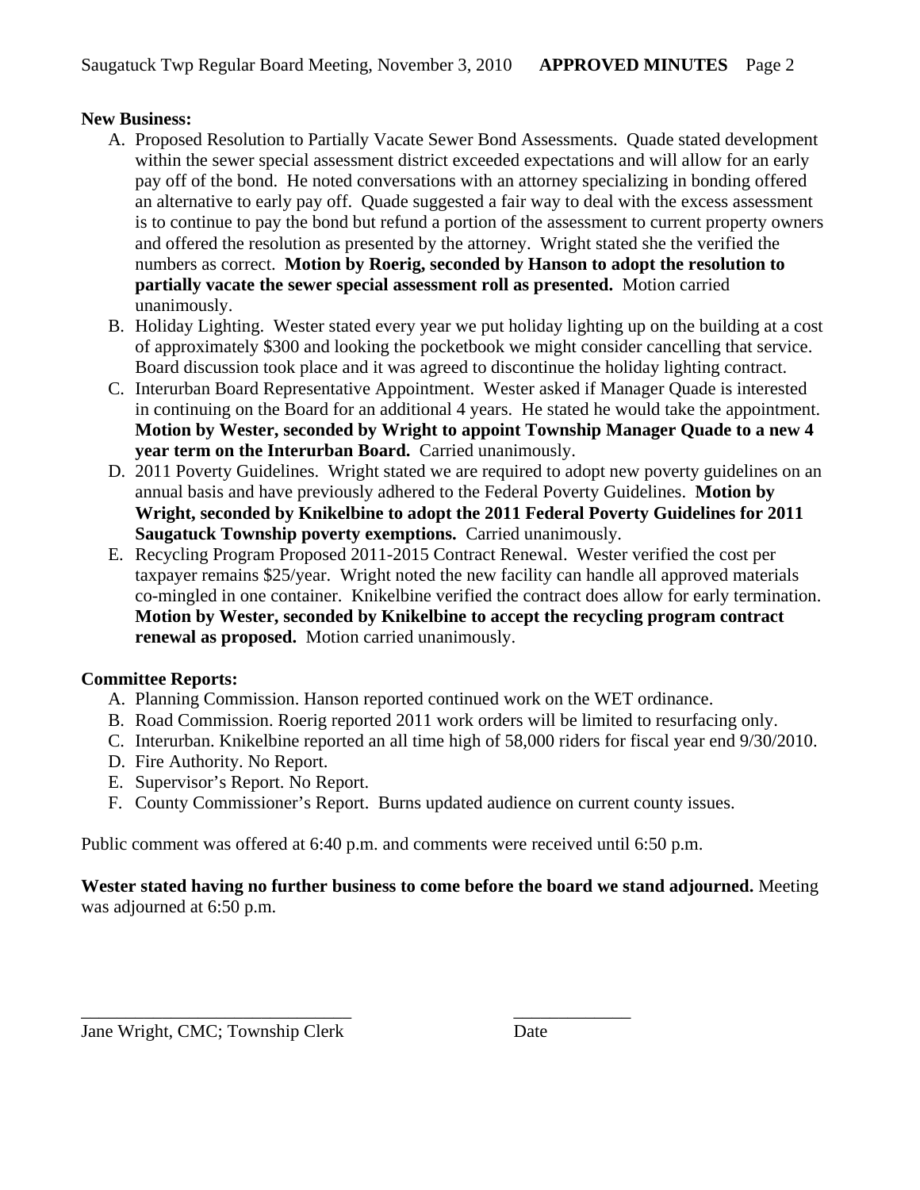**New Business:**

A. Proposed Resolution to Partially Vacate Sewer Bond Assessments. Quade stated development within the sewer special assessment district exceeded expectations and will allow for an early pay off of the bond. He noted conversations with an attorney specializing in bonding offered an alternative to early pay off. Quade suggested a fair way to deal with the excess assessment is to continue to pay the bond but refund a portion of the assessment to current property owners and offered the resolution as presented by the attorney. Wright stated she the verified the numbers as correct. **Motion by Roerig, seconded by Hanson to adopt the resolution to partially vacate the sewer special assessment roll as presented.** Motion carried unanimously.
B. Holiday Lighting. Wester stated every year we put holiday lighting up on the building at a cost of approximately $300 and looking the pocketbook we might consider cancelling that service. Board discussion took place and it was agreed to discontinue the holiday lighting contract.
C. Interurban Board Representative Appointment. Wester asked if Manager Quade is interested in continuing on the Board for an additional 4 years. He stated he would take the appointment. **Motion by Wester, seconded by Wright to appoint Township Manager Quade to a new 4 year term on the Interurban Board.** Carried unanimously.
D. 2011 Poverty Guidelines. Wright stated we are required to adopt new poverty guidelines on an annual basis and have previously adhered to the Federal Poverty Guidelines. **Motion by Wright, seconded by Knikelbine to adopt the 2011 Federal Poverty Guidelines for 2011 Saugatuck Township poverty exemptions.** Carried unanimously.
E. Recycling Program Proposed 2011-2015 Contract Renewal. Wester verified the cost per taxpayer remains $25/year. Wright noted the new facility can handle all approved materials co-mingled in one container. Knikelbine verified the contract does allow for early termination. **Motion by Wester, seconded by Knikelbine to accept the recycling program contract renewal as proposed.** Motion carried unanimously.

**Committee Reports:**

A. Planning Commission. Hanson reported continued work on the WET ordinance.
B. Road Commission. Roerig reported 2011 work orders will be limited to resurfacing only.
C. Interurban. Knikelbine reported an all time high of 58,000 riders for fiscal year end 9/30/2010.
D. Fire Authority. No Report.
E. Supervisor's Report. No Report.
F. County Commissioner's Report. Burns updated audience on current county issues.

Public comment was offered at 6:40 p.m. and comments were received until 6:50 p.m.

**Wester stated having no further business to come before the board we stand adjourned.** Meeting was adjourned at 6:50 p.m.

\_\_\_\_\_\_\_\_\_\_\_\_\_\_\_\_\_\_\_\_\_\_\_\_\_\_\_\_\_\_ \_\_\_\_\_\_\_\_\_\_\_\_\_

Jane Wright, CMC; Township Clerk Date